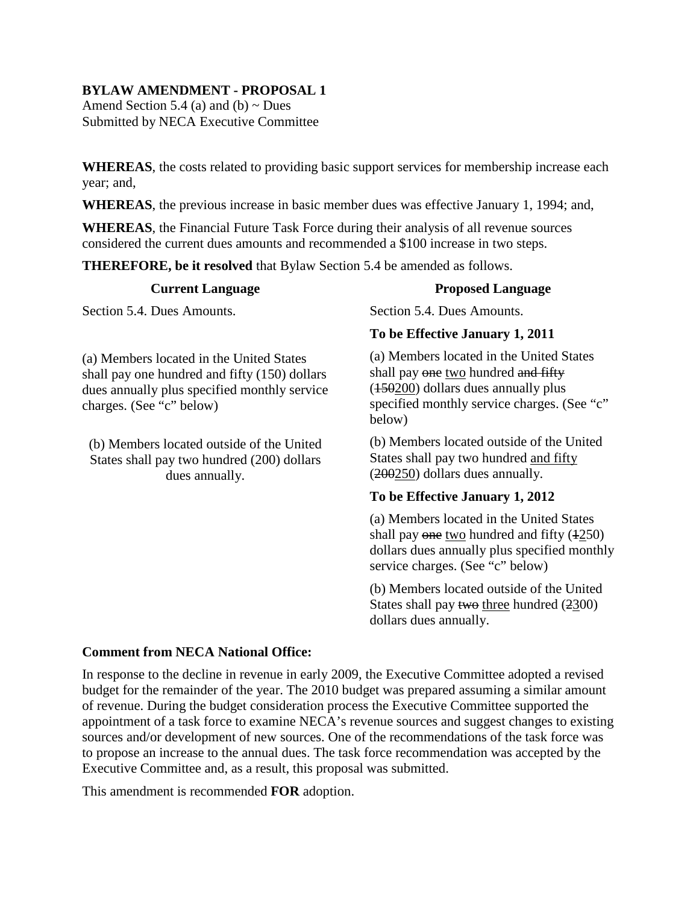**BYLAW AMENDMENT - PROPOSAL 1**
Amend Section 5.4 (a) and (b) ~ Dues
Submitted by NECA Executive Committee

**WHEREAS**, the costs related to providing basic support services for membership increase each year; and,

**WHEREAS**, the previous increase in basic member dues was effective January 1, 1994; and,

**WHEREAS**, the Financial Future Task Force during their analysis of all revenue sources considered the current dues amounts and recommended a $100 increase in two steps.

**THEREFORE, be it resolved** that Bylaw Section 5.4 be amended as follows.

| **Current Language** | **Proposed Language** |
|---|---|
| Section 5.4. Dues Amounts. | Section 5.4. Dues Amounts. |
| | **To be Effective January 1, 2011** |
| (a) Members located in the United States shall pay one hundred and fifty (150) dollars dues annually plus specified monthly service charges. (See "c" below) | (a) Members located in the United States shall pay ~~one~~ <u>two</u> hundred ~~and fifty~~ (~~150~~<u>200</u>) dollars dues annually plus specified monthly service charges. (See "c" below) |
| (b) Members located outside of the United States shall pay two hundred (200) dollars dues annually. | (b) Members located outside of the United States shall pay two hundred <u>and fifty</u> (~~200~~<u>250</u>) dollars dues annually. |
| | **To be Effective January 1, 2012** |
| | (a) Members located in the United States shall pay ~~one~~ <u>two</u> hundred and fifty (~~1~~<u>2</u>50) dollars dues annually plus specified monthly service charges. (See "c" below) |
| | (b) Members located outside of the United States shall pay ~~two~~ <u>three</u> hundred (~~2~~<u>3</u>00) dollars dues annually. |

**Comment from NECA National Office:**

In response to the decline in revenue in early 2009, the Executive Committee adopted a revised budget for the remainder of the year. The 2010 budget was prepared assuming a similar amount of revenue. During the budget consideration process the Executive Committee supported the appointment of a task force to examine NECA's revenue sources and suggest changes to existing sources and/or development of new sources. One of the recommendations of the task force was to propose an increase to the annual dues. The task force recommendation was accepted by the Executive Committee and, as a result, this proposal was submitted.

This amendment is recommended **FOR** adoption.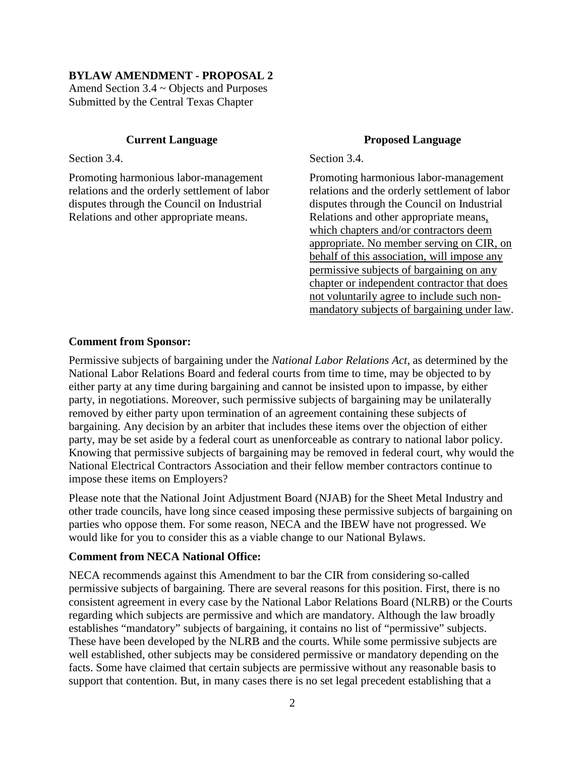**BYLAW AMENDMENT - PROPOSAL 2**

Amend Section 3.4 ~ Objects and Purposes
Submitted by the Central Texas Chapter

| **Current Language** | **Proposed Language** |
| --- | --- |
| Section 3.4. | Section 3.4. |
| Promoting harmonious labor-management relations and the orderly settlement of labor disputes through the Council on Industrial Relations and other appropriate means. | Promoting harmonious labor-management relations and the orderly settlement of labor disputes through the Council on Industrial Relations and other appropriate means<u>, which chapters and/or contractors deem appropriate. No member serving on CIR, on behalf of this association, will impose any permissive subjects of bargaining on any chapter or independent contractor that does not voluntarily agree to include such non-mandatory subjects of bargaining under law</u>. |

**Comment from Sponsor:**

Permissive subjects of bargaining under the *National Labor Relations Act*, as determined by the National Labor Relations Board and federal courts from time to time, may be objected to by either party at any time during bargaining and cannot be insisted upon to impasse, by either party, in negotiations. Moreover, such permissive subjects of bargaining may be unilaterally removed by either party upon termination of an agreement containing these subjects of bargaining. Any decision by an arbiter that includes these items over the objection of either party, may be set aside by a federal court as unenforceable as contrary to national labor policy. Knowing that permissive subjects of bargaining may be removed in federal court, why would the National Electrical Contractors Association and their fellow member contractors continue to impose these items on Employers?

Please note that the National Joint Adjustment Board (NJAB) for the Sheet Metal Industry and other trade councils, have long since ceased imposing these permissive subjects of bargaining on parties who oppose them. For some reason, NECA and the IBEW have not progressed. We would like for you to consider this as a viable change to our National Bylaws.

**Comment from NECA National Office:**

NECA recommends against this Amendment to bar the CIR from considering so-called permissive subjects of bargaining. There are several reasons for this position. First, there is no consistent agreement in every case by the National Labor Relations Board (NLRB) or the Courts regarding which subjects are permissive and which are mandatory. Although the law broadly establishes "mandatory" subjects of bargaining, it contains no list of "permissive" subjects. These have been developed by the NLRB and the courts. While some permissive subjects are well established, other subjects may be considered permissive or mandatory depending on the facts. Some have claimed that certain subjects are permissive without any reasonable basis to support that contention. But, in many cases there is no set legal precedent establishing that a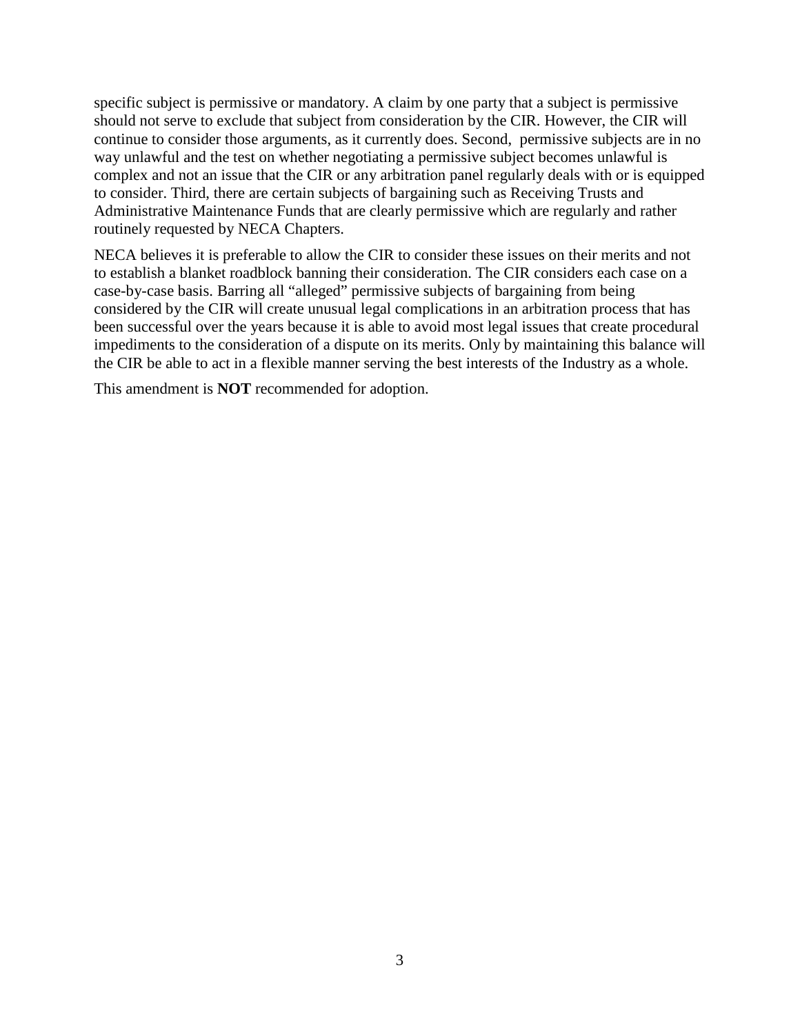specific subject is permissive or mandatory. A claim by one party that a subject is permissive should not serve to exclude that subject from consideration by the CIR. However, the CIR will continue to consider those arguments, as it currently does. Second, permissive subjects are in no way unlawful and the test on whether negotiating a permissive subject becomes unlawful is complex and not an issue that the CIR or any arbitration panel regularly deals with or is equipped to consider. Third, there are certain subjects of bargaining such as Receiving Trusts and Administrative Maintenance Funds that are clearly permissive which are regularly and rather routinely requested by NECA Chapters.

NECA believes it is preferable to allow the CIR to consider these issues on their merits and not to establish a blanket roadblock banning their consideration. The CIR considers each case on a case-by-case basis. Barring all "alleged" permissive subjects of bargaining from being considered by the CIR will create unusual legal complications in an arbitration process that has been successful over the years because it is able to avoid most legal issues that create procedural impediments to the consideration of a dispute on its merits. Only by maintaining this balance will the CIR be able to act in a flexible manner serving the best interests of the Industry as a whole.

This amendment is **NOT** recommended for adoption.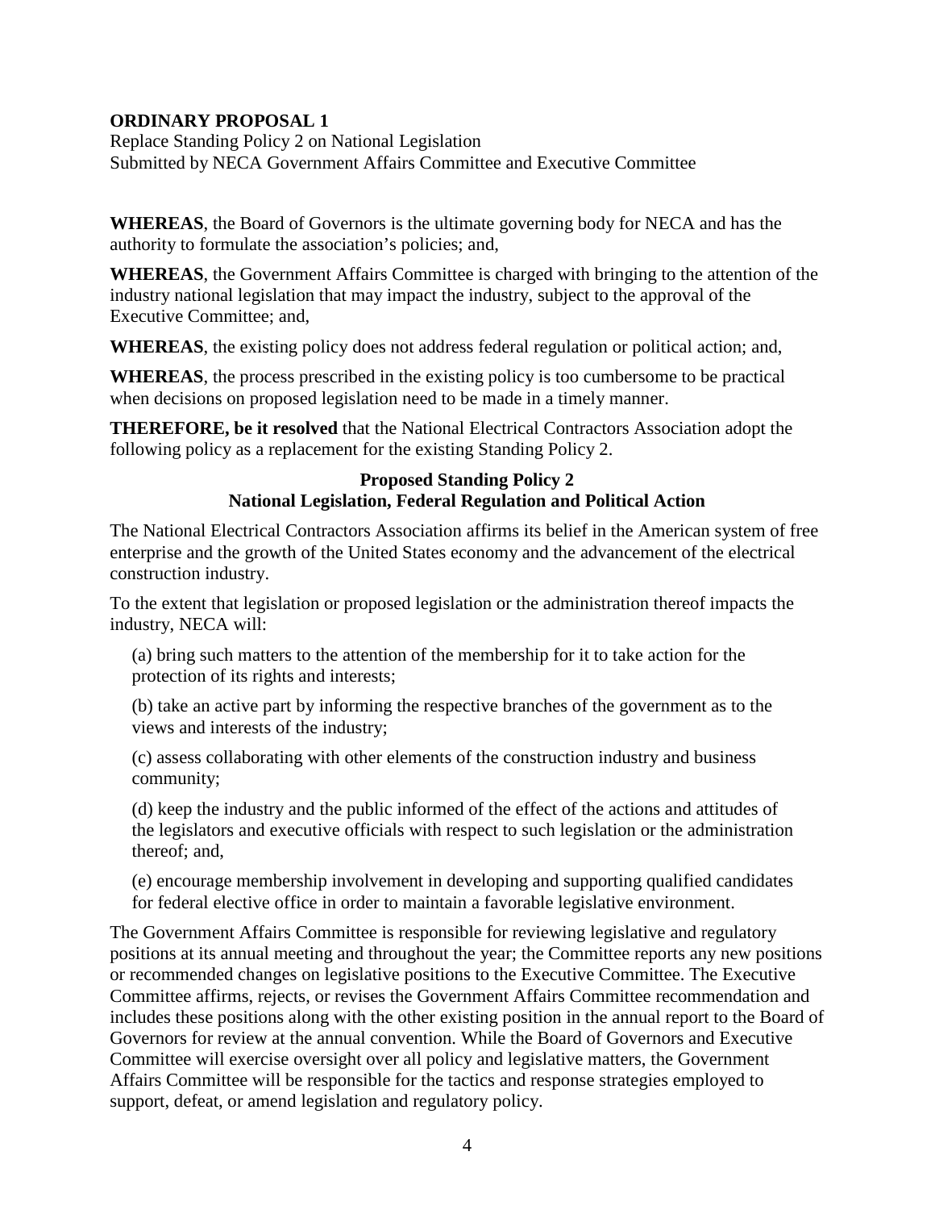**ORDINARY PROPOSAL 1**

Replace Standing Policy 2 on National Legislation
Submitted by NECA Government Affairs Committee and Executive Committee

**WHEREAS**, the Board of Governors is the ultimate governing body for NECA and has the authority to formulate the association's policies; and,

**WHEREAS**, the Government Affairs Committee is charged with bringing to the attention of the industry national legislation that may impact the industry, subject to the approval of the Executive Committee; and,

**WHEREAS**, the existing policy does not address federal regulation or political action; and,

**WHEREAS**, the process prescribed in the existing policy is too cumbersome to be practical when decisions on proposed legislation need to be made in a timely manner.

**THEREFORE, be it resolved** that the National Electrical Contractors Association adopt the following policy as a replacement for the existing Standing Policy 2.

**Proposed Standing Policy 2**
**National Legislation, Federal Regulation and Political Action**

The National Electrical Contractors Association affirms its belief in the American system of free enterprise and the growth of the United States economy and the advancement of the electrical construction industry.

To the extent that legislation or proposed legislation or the administration thereof impacts the industry, NECA will:

(a) bring such matters to the attention of the membership for it to take action for the protection of its rights and interests;

(b) take an active part by informing the respective branches of the government as to the views and interests of the industry;

(c) assess collaborating with other elements of the construction industry and business community;

(d) keep the industry and the public informed of the effect of the actions and attitudes of the legislators and executive officials with respect to such legislation or the administration thereof; and,

(e) encourage membership involvement in developing and supporting qualified candidates for federal elective office in order to maintain a favorable legislative environment.

The Government Affairs Committee is responsible for reviewing legislative and regulatory positions at its annual meeting and throughout the year; the Committee reports any new positions or recommended changes on legislative positions to the Executive Committee. The Executive Committee affirms, rejects, or revises the Government Affairs Committee recommendation and includes these positions along with the other existing position in the annual report to the Board of Governors for review at the annual convention. While the Board of Governors and Executive Committee will exercise oversight over all policy and legislative matters, the Government Affairs Committee will be responsible for the tactics and response strategies employed to support, defeat, or amend legislation and regulatory policy.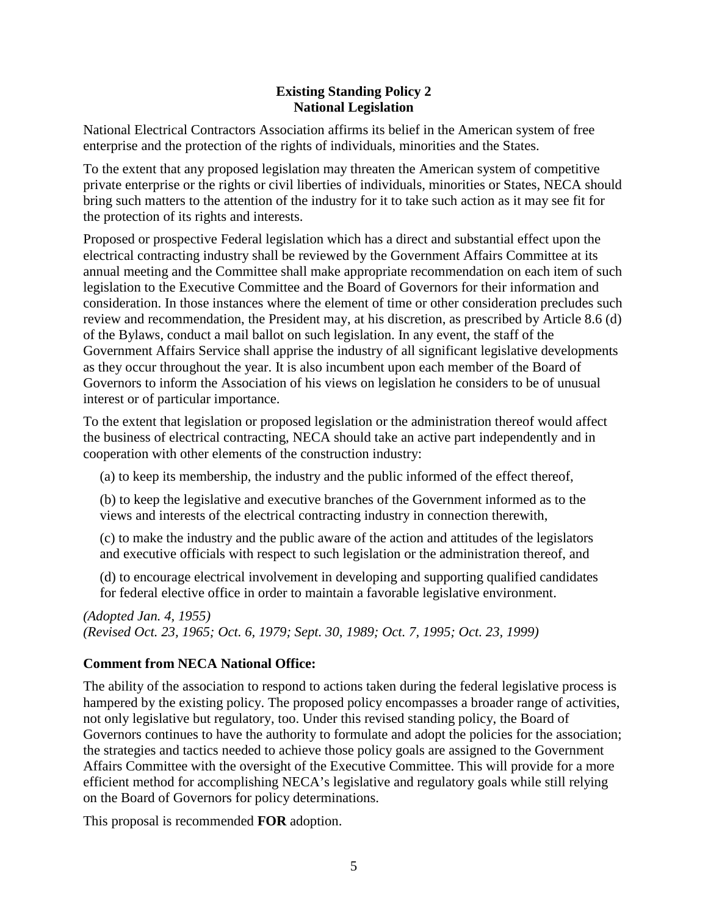## Existing Standing Policy 2
## National Legislation

National Electrical Contractors Association affirms its belief in the American system of free enterprise and the protection of the rights of individuals, minorities and the States.

To the extent that any proposed legislation may threaten the American system of competitive private enterprise or the rights or civil liberties of individuals, minorities or States, NECA should bring such matters to the attention of the industry for it to take such action as it may see fit for the protection of its rights and interests.

Proposed or prospective Federal legislation which has a direct and substantial effect upon the electrical contracting industry shall be reviewed by the Government Affairs Committee at its annual meeting and the Committee shall make appropriate recommendation on each item of such legislation to the Executive Committee and the Board of Governors for their information and consideration. In those instances where the element of time or other consideration precludes such review and recommendation, the President may, at his discretion, as prescribed by Article 8.6 (d) of the Bylaws, conduct a mail ballot on such legislation. In any event, the staff of the Government Affairs Service shall apprise the industry of all significant legislative developments as they occur throughout the year. It is also incumbent upon each member of the Board of Governors to inform the Association of his views on legislation he considers to be of unusual interest or of particular importance.

To the extent that legislation or proposed legislation or the administration thereof would affect the business of electrical contracting, NECA should take an active part independently and in cooperation with other elements of the construction industry:

(a) to keep its membership, the industry and the public informed of the effect thereof,

(b) to keep the legislative and executive branches of the Government informed as to the views and interests of the electrical contracting industry in connection therewith,

(c) to make the industry and the public aware of the action and attitudes of the legislators and executive officials with respect to such legislation or the administration thereof, and

(d) to encourage electrical involvement in developing and supporting qualified candidates for federal elective office in order to maintain a favorable legislative environment.

*(Adopted Jan. 4, 1955)*
*(Revised Oct. 23, 1965; Oct. 6, 1979; Sept. 30, 1989; Oct. 7, 1995; Oct. 23, 1999)*

**Comment from NECA National Office:**

The ability of the association to respond to actions taken during the federal legislative process is hampered by the existing policy. The proposed policy encompasses a broader range of activities, not only legislative but regulatory, too. Under this revised standing policy, the Board of Governors continues to have the authority to formulate and adopt the policies for the association; the strategies and tactics needed to achieve those policy goals are assigned to the Government Affairs Committee with the oversight of the Executive Committee. This will provide for a more efficient method for accomplishing NECA's legislative and regulatory goals while still relying on the Board of Governors for policy determinations.

This proposal is recommended **FOR** adoption.